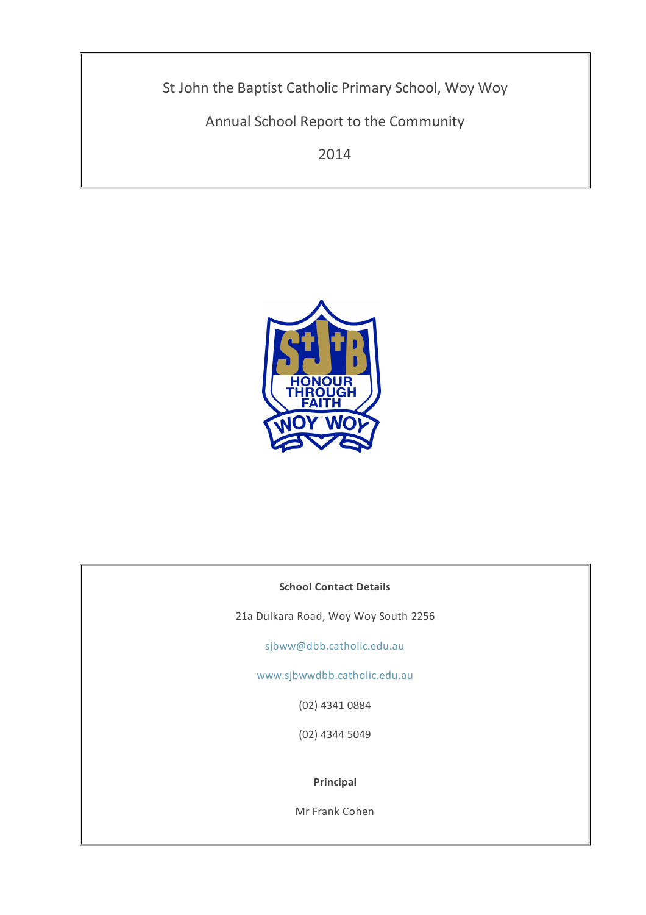# St John the Baptist Catholic Primary School, Woy Woy

## Annual School Report to the Community

## 2014

**School Contact Details**

21a Dulkara Road, Woy Woy South 2256

sjbww@dbb.catholic.edu.au

www.sjbwwdbb.catholic.edu.au

(02) 4341 0884

(02) 4344 5049

**Principal**

Mr Frank Cohen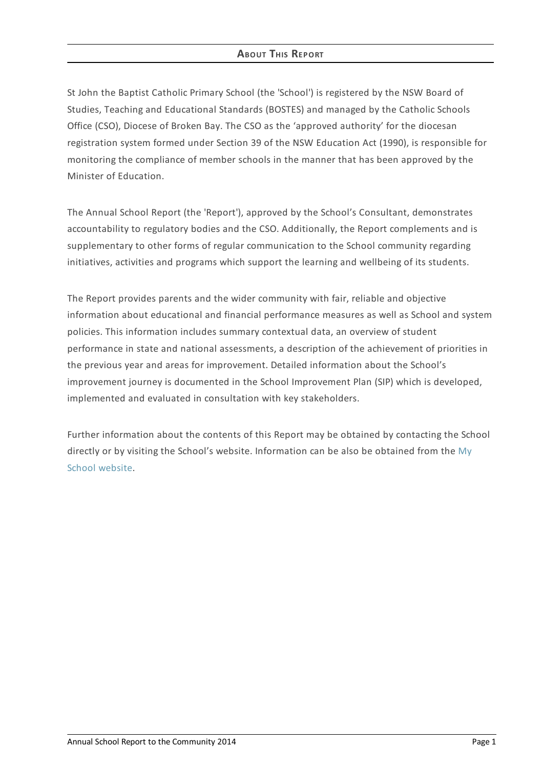## About This Report

St John the Baptist Catholic Primary School (the 'School') is registered by the NSW Board of Studies, Teaching and Educational Standards (BOSTES) and managed by the Catholic Schools Office (CSO), Diocese of Broken Bay. The CSO as the 'approved authority' for the diocesan registration system formed under Section 39 of the NSW Education Act (1990), is responsible for monitoring the compliance of member schools in the manner that has been approved by the Minister of Education.

The Annual School Report (the 'Report'), approved by the School's Consultant, demonstrates accountability to regulatory bodies and the CSO. Additionally, the Report complements and is supplementary to other forms of regular communication to the School community regarding initiatives, activities and programs which support the learning and wellbeing of its students.

The Report provides parents and the wider community with fair, reliable and objective information about educational and financial performance measures as well as School and system policies. This information includes summary contextual data, an overview of student performance in state and national assessments, a description of the achievement of priorities in the previous year and areas for improvement. Detailed information about the School's improvement journey is documented in the School Improvement Plan (SIP) which is developed, implemented and evaluated in consultation with key stakeholders.

Further information about the contents of this Report may be obtained by contacting the School directly or by visiting the School's website. Information can be also be obtained from the My School website.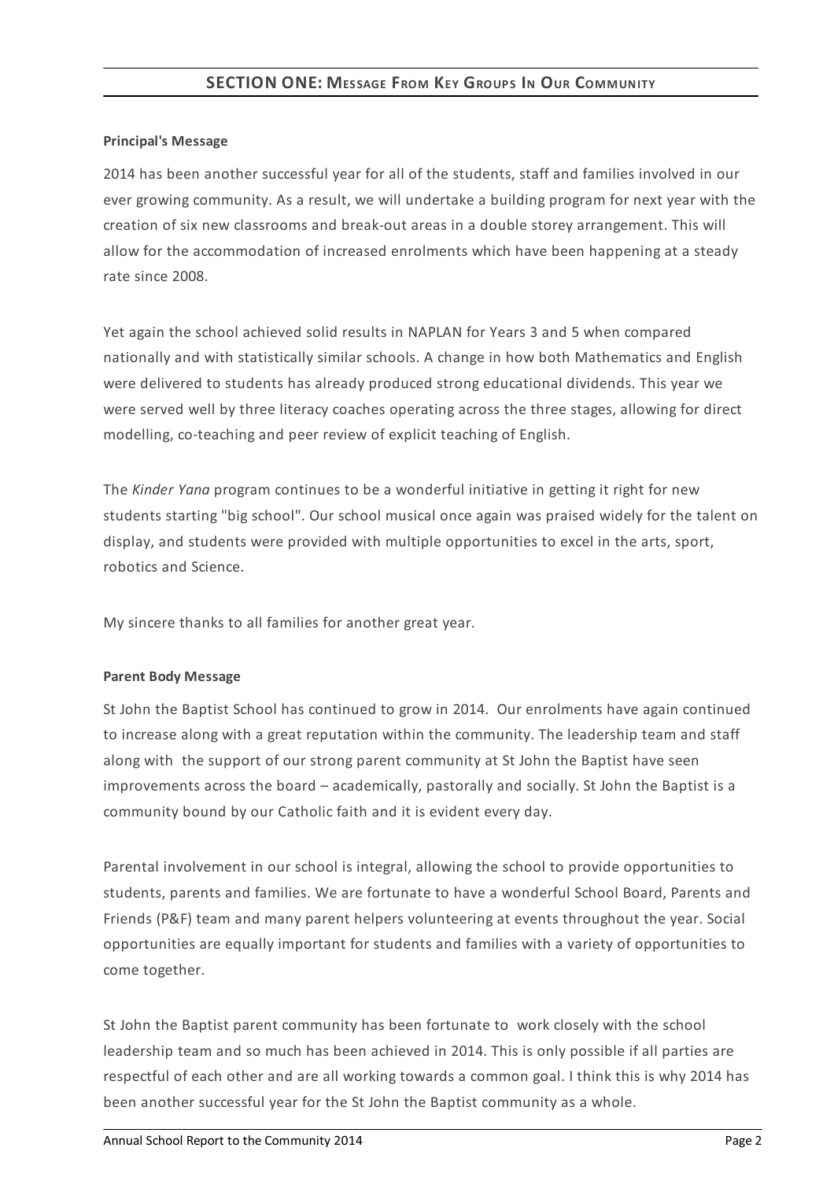## SECTION ONE: Message From Key Groups In Our Community

**Principal's Message**

2014 has been another successful year for all of the students, staff and families involved in our ever growing community. As a result, we will undertake a building program for next year with the creation of six new classrooms and break-out areas in a double storey arrangement. This will allow for the accommodation of increased enrolments which have been happening at a steady rate since 2008.

Yet again the school achieved solid results in NAPLAN for Years 3 and 5 when compared nationally and with statistically similar schools. A change in how both Mathematics and English were delivered to students has already produced strong educational dividends. This year we were served well by three literacy coaches operating across the three stages, allowing for direct modelling, co-teaching and peer review of explicit teaching of English.

The *Kinder Yana* program continues to be a wonderful initiative in getting it right for new students starting "big school". Our school musical once again was praised widely for the talent on display, and students were provided with multiple opportunities to excel in the arts, sport, robotics and Science.

My sincere thanks to all families for another great year.

**Parent Body Message**

St John the Baptist School has continued to grow in 2014. Our enrolments have again continued to increase along with a great reputation within the community. The leadership team and staff along with the support of our strong parent community at St John the Baptist have seen improvements across the board – academically, pastorally and socially. St John the Baptist is a community bound by our Catholic faith and it is evident every day.

Parental involvement in our school is integral, allowing the school to provide opportunities to students, parents and families. We are fortunate to have a wonderful School Board, Parents and Friends (P&F) team and many parent helpers volunteering at events throughout the year. Social opportunities are equally important for students and families with a variety of opportunities to come together.

St John the Baptist parent community has been fortunate to work closely with the school leadership team and so much has been achieved in 2014. This is only possible if all parties are respectful of each other and are all working towards a common goal. I think this is why 2014 has been another successful year for the St John the Baptist community as a whole.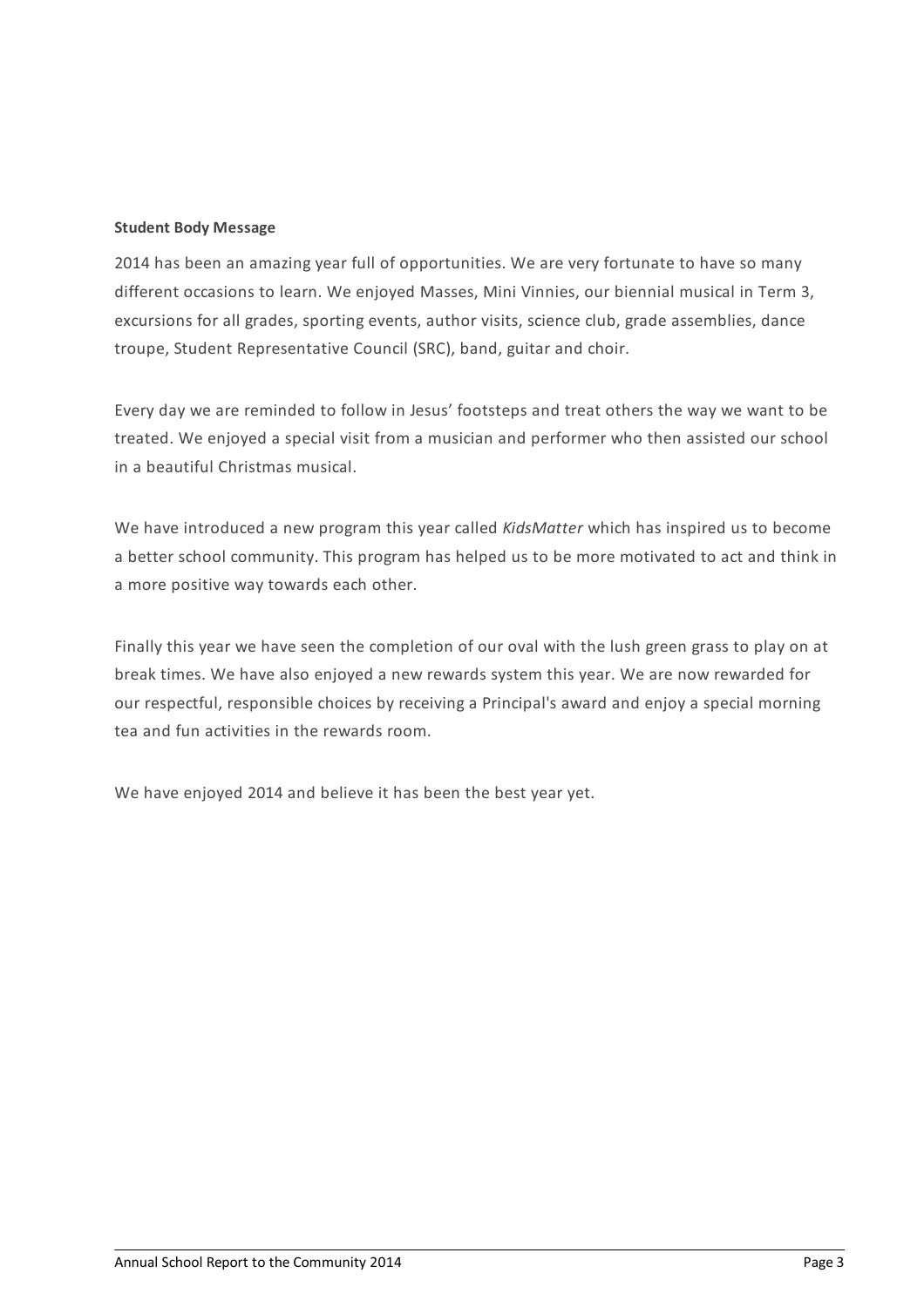**Student Body Message**

2014 has been an amazing year full of opportunities. We are very fortunate to have so many different occasions to learn. We enjoyed Masses, Mini Vinnies, our biennial musical in Term 3, excursions for all grades, sporting events, author visits, science club, grade assemblies, dance troupe, Student Representative Council (SRC), band, guitar and choir.

Every day we are reminded to follow in Jesus' footsteps and treat others the way we want to be treated. We enjoyed a special visit from a musician and performer who then assisted our school in a beautiful Christmas musical.

We have introduced a new program this year called *KidsMatter* which has inspired us to become a better school community. This program has helped us to be more motivated to act and think in a more positive way towards each other.

Finally this year we have seen the completion of our oval with the lush green grass to play on at break times. We have also enjoyed a new rewards system this year. We are now rewarded for our respectful, responsible choices by receiving a Principal's award and enjoy a special morning tea and fun activities in the rewards room.

We have enjoyed 2014 and believe it has been the best year yet.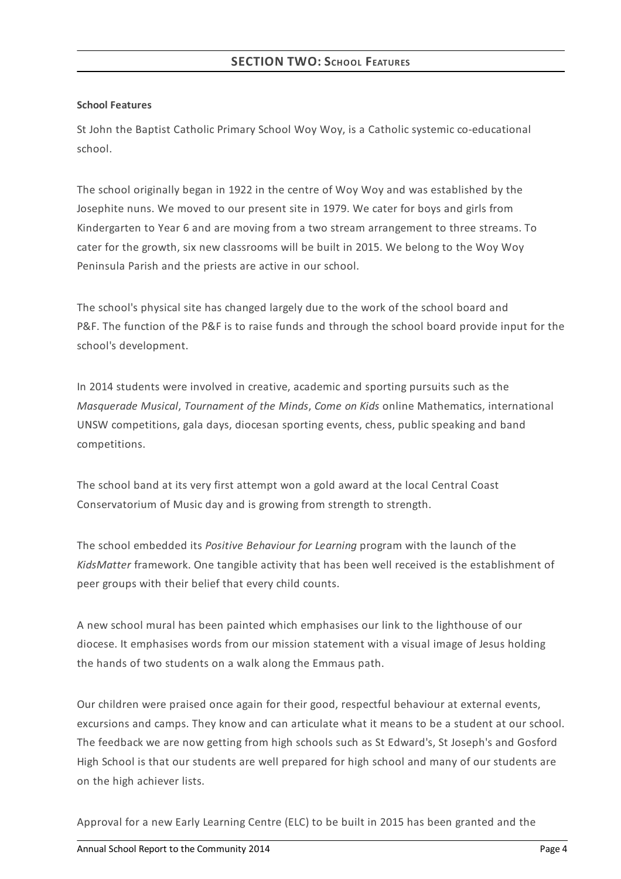## SECTION TWO: School Features

**School Features**

St John the Baptist Catholic Primary School Woy Woy, is a Catholic systemic co-educational school.

The school originally began in 1922 in the centre of Woy Woy and was established by the Josephite nuns. We moved to our present site in 1979. We cater for boys and girls from Kindergarten to Year 6 and are moving from a two stream arrangement to three streams. To cater for the growth, six new classrooms will be built in 2015. We belong to the Woy Woy Peninsula Parish and the priests are active in our school.

The school's physical site has changed largely due to the work of the school board and P&F. The function of the P&F is to raise funds and through the school board provide input for the school's development.

In 2014 students were involved in creative, academic and sporting pursuits such as the *Masquerade Musical*, *Tournament of the Minds*, *Come on Kids* online Mathematics, international UNSW competitions, gala days, diocesan sporting events, chess, public speaking and band competitions.

The school band at its very first attempt won a gold award at the local Central Coast Conservatorium of Music day and is growing from strength to strength.

The school embedded its *Positive Behaviour for Learning* program with the launch of the *KidsMatter* framework. One tangible activity that has been well received is the establishment of peer groups with their belief that every child counts.

A new school mural has been painted which emphasises our link to the lighthouse of our diocese. It emphasises words from our mission statement with a visual image of Jesus holding the hands of two students on a walk along the Emmaus path.

Our children were praised once again for their good, respectful behaviour at external events, excursions and camps. They know and can articulate what it means to be a student at our school. The feedback we are now getting from high schools such as St Edward's, St Joseph's and Gosford High School is that our students are well prepared for high school and many of our students are on the high achiever lists.

Approval for a new Early Learning Centre (ELC) to be built in 2015 has been granted and the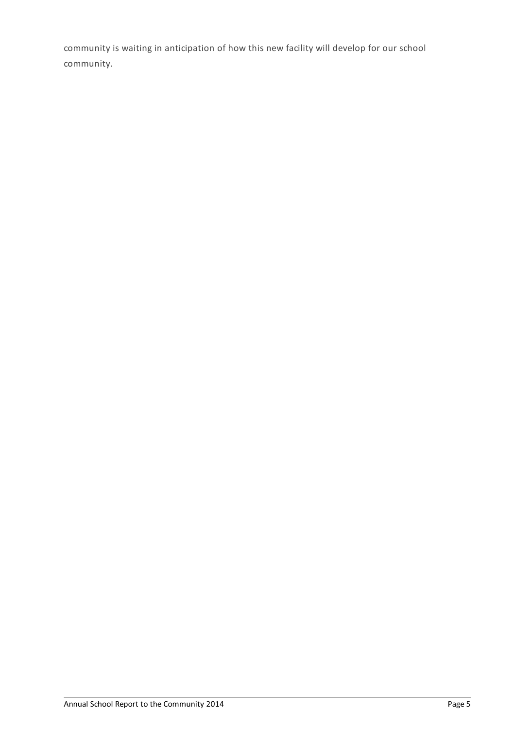community is waiting in anticipation of how this new facility will develop for our school community.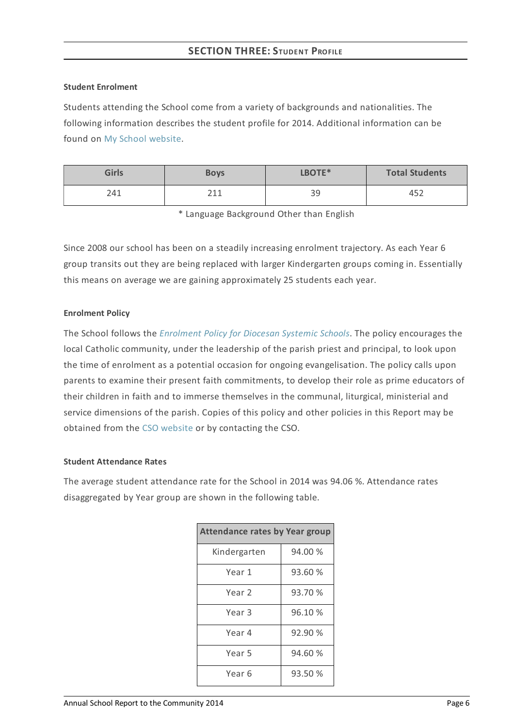## SECTION THREE: STUDENT PROFILE

**Student Enrolment**

Students attending the School come from a variety of backgrounds and nationalities. The following information describes the student profile for 2014. Additional information can be found on My School website.

| Girls | Boys | LBOTE* | Total Students |
|---|---|---|---|
| 241 | 211 | 39 | 452 |

* Language Background Other than English

Since 2008 our school has been on a steadily increasing enrolment trajectory. As each Year 6 group transits out they are being replaced with larger Kindergarten groups coming in. Essentially this means on average we are gaining approximately 25 students each year.

**Enrolment Policy**

The School follows the *Enrolment Policy for Diocesan Systemic Schools*. The policy encourages the local Catholic community, under the leadership of the parish priest and principal, to look upon the time of enrolment as a potential occasion for ongoing evangelisation. The policy calls upon parents to examine their present faith commitments, to develop their role as prime educators of their children in faith and to immerse themselves in the communal, liturgical, ministerial and service dimensions of the parish. Copies of this policy and other policies in this Report may be obtained from the CSO website or by contacting the CSO.

**Student Attendance Rates**

The average student attendance rate for the School in 2014 was 94.06 %. Attendance rates disaggregated by Year group are shown in the following table.

| Attendance rates by Year group | |
|---|---|
| Kindergarten | 94.00 % |
| Year 1 | 93.60 % |
| Year 2 | 93.70 % |
| Year 3 | 96.10 % |
| Year 4 | 92.90 % |
| Year 5 | 94.60 % |
| Year 6 | 93.50 % |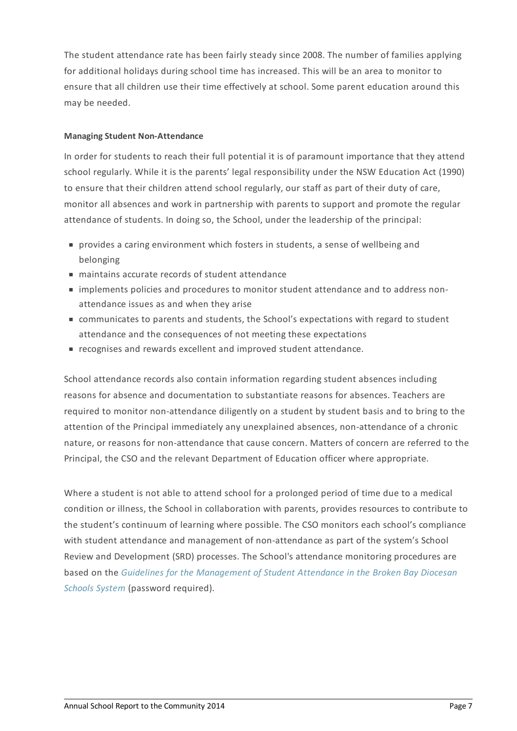The student attendance rate has been fairly steady since 2008. The number of families applying for additional holidays during school time has increased. This will be an area to monitor to ensure that all children use their time effectively at school. Some parent education around this may be needed.

**Managing Student Non-Attendance**

In order for students to reach their full potential it is of paramount importance that they attend school regularly. While it is the parents' legal responsibility under the NSW Education Act (1990) to ensure that their children attend school regularly, our staff as part of their duty of care, monitor all absences and work in partnership with parents to support and promote the regular attendance of students. In doing so, the School, under the leadership of the principal:

- provides a caring environment which fosters in students, a sense of wellbeing and belonging
- maintains accurate records of student attendance
- implements policies and procedures to monitor student attendance and to address non-attendance issues as and when they arise
- communicates to parents and students, the School's expectations with regard to student attendance and the consequences of not meeting these expectations
- recognises and rewards excellent and improved student attendance.

School attendance records also contain information regarding student absences including reasons for absence and documentation to substantiate reasons for absences. Teachers are required to monitor non-attendance diligently on a student by student basis and to bring to the attention of the Principal immediately any unexplained absences, non-attendance of a chronic nature, or reasons for non-attendance that cause concern. Matters of concern are referred to the Principal, the CSO and the relevant Department of Education officer where appropriate.

Where a student is not able to attend school for a prolonged period of time due to a medical condition or illness, the School in collaboration with parents, provides resources to contribute to the student's continuum of learning where possible. The CSO monitors each school's compliance with student attendance and management of non-attendance as part of the system's School Review and Development (SRD) processes. The School's attendance monitoring procedures are based on the *Guidelines for the Management of Student Attendance in the Broken Bay Diocesan Schools System* (password required).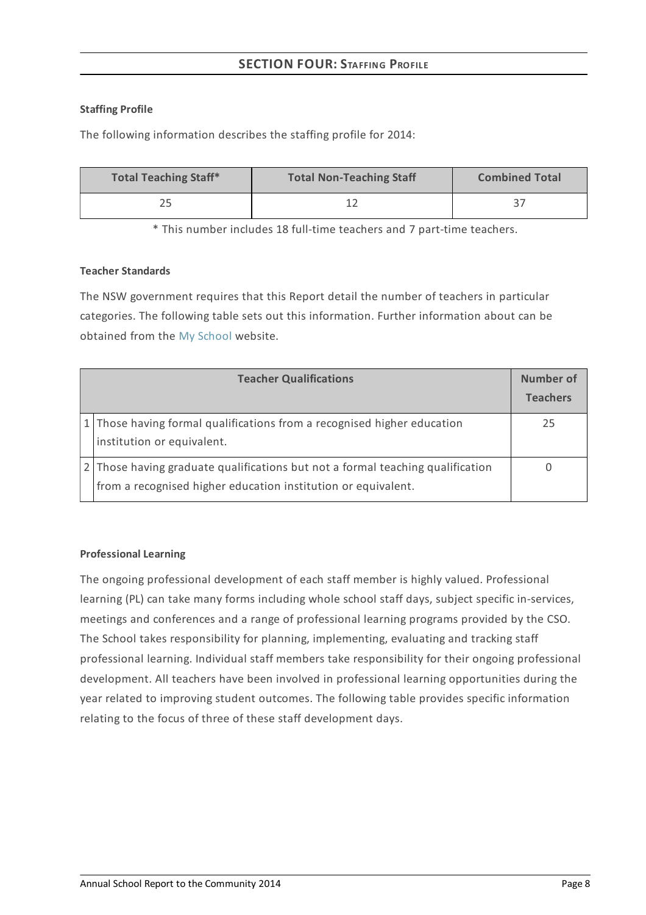## SECTION FOUR: STAFFING PROFILE

**Staffing Profile**

The following information describes the staffing profile for 2014:

| Total Teaching Staff* | Total Non-Teaching Staff | Combined Total |
|---|---|---|
| 25 | 12 | 37 |

\* This number includes 18 full-time teachers and 7 part-time teachers.

**Teacher Standards**

The NSW government requires that this Report detail the number of teachers in particular categories. The following table sets out this information. Further information about can be obtained from the My School website.

| | Teacher Qualifications | Number of Teachers |
|---|---|---|
| 1 | Those having formal qualifications from a recognised higher education institution or equivalent. | 25 |
| 2 | Those having graduate qualifications but not a formal teaching qualification from a recognised higher education institution or equivalent. | 0 |

**Professional Learning**

The ongoing professional development of each staff member is highly valued. Professional learning (PL) can take many forms including whole school staff days, subject specific in-services, meetings and conferences and a range of professional learning programs provided by the CSO. The School takes responsibility for planning, implementing, evaluating and tracking staff professional learning. Individual staff members take responsibility for their ongoing professional development. All teachers have been involved in professional learning opportunities during the year related to improving student outcomes. The following table provides specific information relating to the focus of three of these staff development days.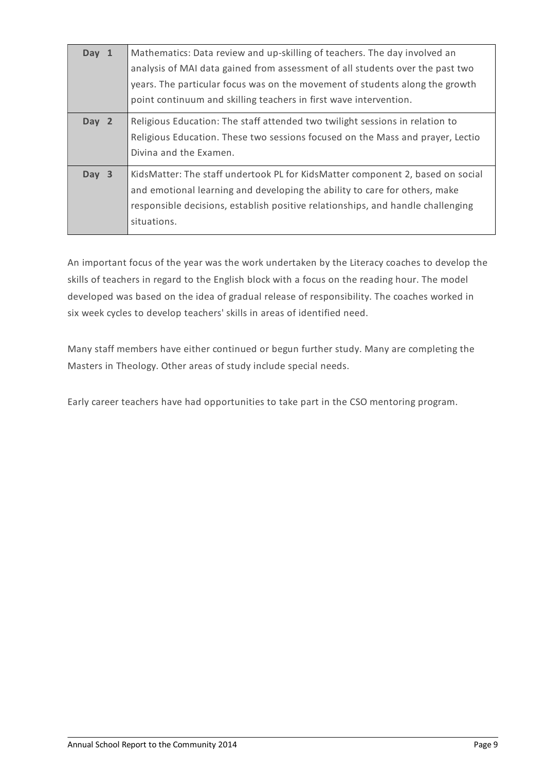| | |
|---|---|
| **Day 1** | Mathematics: Data review and up-skilling of teachers. The day involved an analysis of MAI data gained from assessment of all students over the past two years. The particular focus was on the movement of students along the growth point continuum and skilling teachers in first wave intervention. |
| **Day 2** | Religious Education: The staff attended two twilight sessions in relation to Religious Education. These two sessions focused on the Mass and prayer, Lectio Divina and the Examen. |
| **Day 3** | KidsMatter: The staff undertook PL for KidsMatter component 2, based on social and emotional learning and developing the ability to care for others, make responsible decisions, establish positive relationships, and handle challenging situations. |

An important focus of the year was the work undertaken by the Literacy coaches to develop the skills of teachers in regard to the English block with a focus on the reading hour. The model developed was based on the idea of gradual release of responsibility. The coaches worked in six week cycles to develop teachers' skills in areas of identified need.

Many staff members have either continued or begun further study. Many are completing the Masters in Theology. Other areas of study include special needs.

Early career teachers have had opportunities to take part in the CSO mentoring program.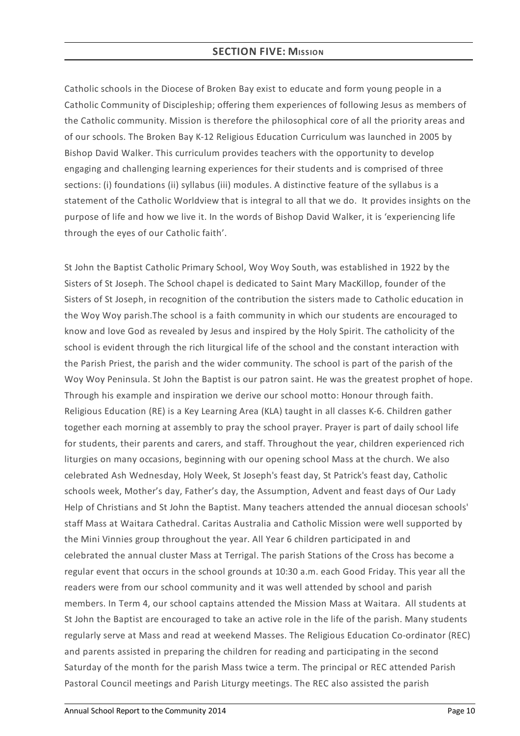## SECTION FIVE: MISSION

Catholic schools in the Diocese of Broken Bay exist to educate and form young people in a Catholic Community of Discipleship; offering them experiences of following Jesus as members of the Catholic community. Mission is therefore the philosophical core of all the priority areas and of our schools. The Broken Bay K-12 Religious Education Curriculum was launched in 2005 by Bishop David Walker. This curriculum provides teachers with the opportunity to develop engaging and challenging learning experiences for their students and is comprised of three sections: (i) foundations (ii) syllabus (iii) modules. A distinctive feature of the syllabus is a statement of the Catholic Worldview that is integral to all that we do. It provides insights on the purpose of life and how we live it. In the words of Bishop David Walker, it is 'experiencing life through the eyes of our Catholic faith'.

St John the Baptist Catholic Primary School, Woy Woy South, was established in 1922 by the Sisters of St Joseph. The School chapel is dedicated to Saint Mary MacKillop, founder of the Sisters of St Joseph, in recognition of the contribution the sisters made to Catholic education in the Woy Woy parish.The school is a faith community in which our students are encouraged to know and love God as revealed by Jesus and inspired by the Holy Spirit. The catholicity of the school is evident through the rich liturgical life of the school and the constant interaction with the Parish Priest, the parish and the wider community. The school is part of the parish of the Woy Woy Peninsula. St John the Baptist is our patron saint. He was the greatest prophet of hope. Through his example and inspiration we derive our school motto: Honour through faith. Religious Education (RE) is a Key Learning Area (KLA) taught in all classes K-6. Children gather together each morning at assembly to pray the school prayer. Prayer is part of daily school life for students, their parents and carers, and staff. Throughout the year, children experienced rich liturgies on many occasions, beginning with our opening school Mass at the church. We also celebrated Ash Wednesday, Holy Week, St Joseph's feast day, St Patrick's feast day, Catholic schools week, Mother's day, Father's day, the Assumption, Advent and feast days of Our Lady Help of Christians and St John the Baptist. Many teachers attended the annual diocesan schools' staff Mass at Waitara Cathedral. Caritas Australia and Catholic Mission were well supported by the Mini Vinnies group throughout the year. All Year 6 children participated in and celebrated the annual cluster Mass at Terrigal. The parish Stations of the Cross has become a regular event that occurs in the school grounds at 10:30 a.m. each Good Friday. This year all the readers were from our school community and it was well attended by school and parish members. In Term 4, our school captains attended the Mission Mass at Waitara. All students at St John the Baptist are encouraged to take an active role in the life of the parish. Many students regularly serve at Mass and read at weekend Masses. The Religious Education Co-ordinator (REC) and parents assisted in preparing the children for reading and participating in the second Saturday of the month for the parish Mass twice a term. The principal or REC attended Parish Pastoral Council meetings and Parish Liturgy meetings. The REC also assisted the parish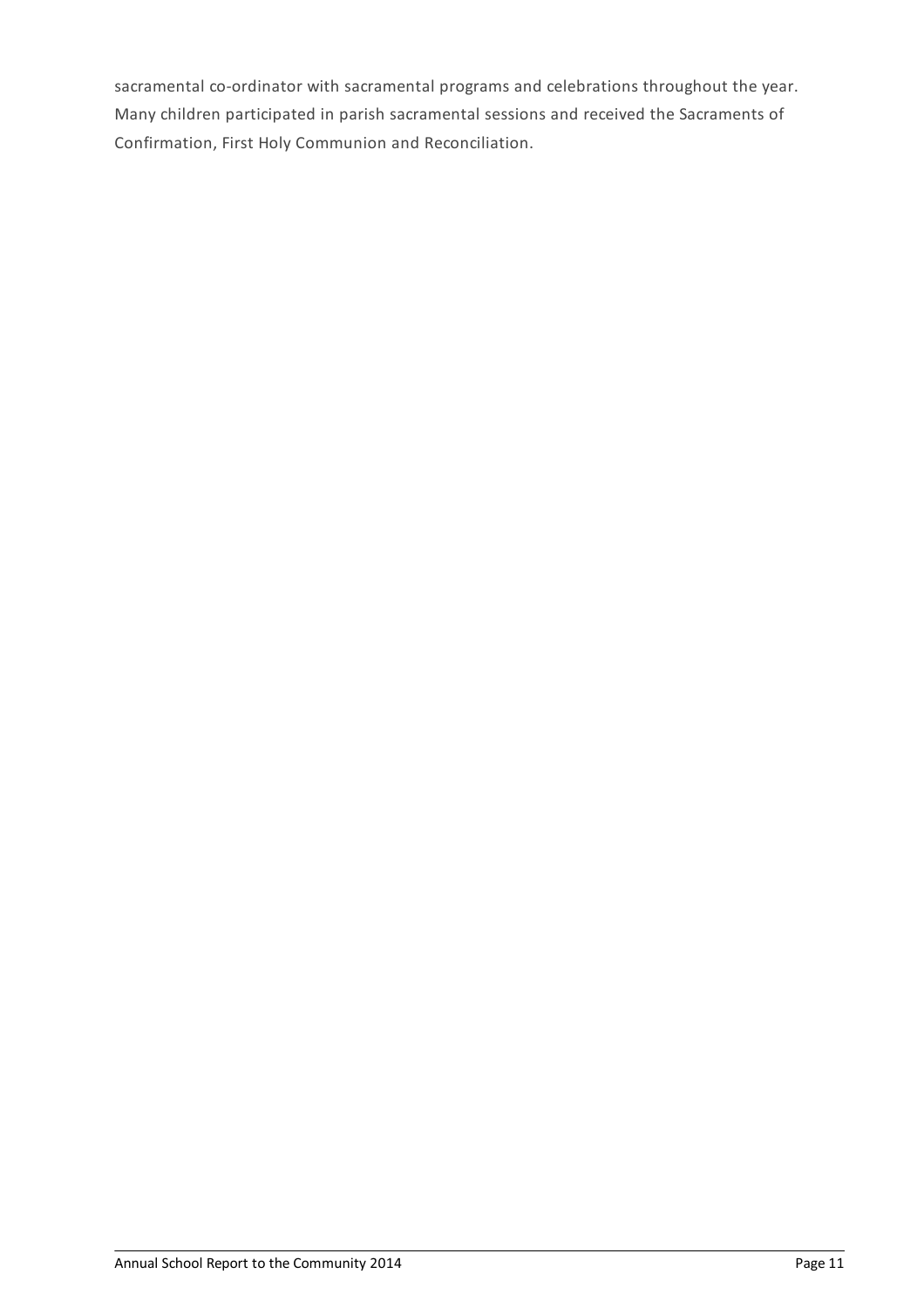sacramental co-ordinator with sacramental programs and celebrations throughout the year. Many children participated in parish sacramental sessions and received the Sacraments of Confirmation, First Holy Communion and Reconciliation.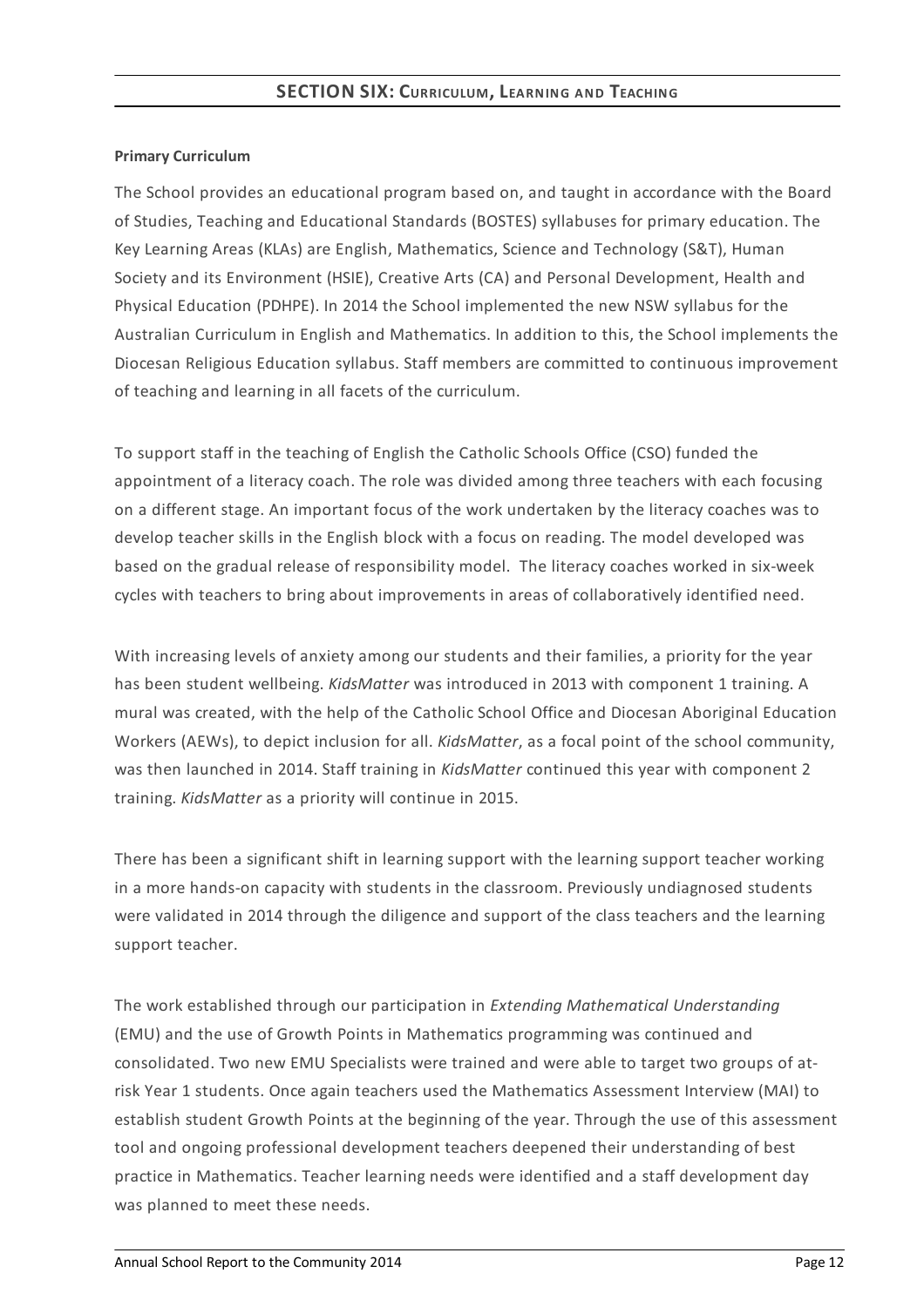## SECTION SIX: CURRICULUM, LEARNING AND TEACHING

**Primary Curriculum**

The School provides an educational program based on, and taught in accordance with the Board of Studies, Teaching and Educational Standards (BOSTES) syllabuses for primary education. The Key Learning Areas (KLAs) are English, Mathematics, Science and Technology (S&T), Human Society and its Environment (HSIE), Creative Arts (CA) and Personal Development, Health and Physical Education (PDHPE). In 2014 the School implemented the new NSW syllabus for the Australian Curriculum in English and Mathematics. In addition to this, the School implements the Diocesan Religious Education syllabus. Staff members are committed to continuous improvement of teaching and learning in all facets of the curriculum.

To support staff in the teaching of English the Catholic Schools Office (CSO) funded the appointment of a literacy coach. The role was divided among three teachers with each focusing on a different stage. An important focus of the work undertaken by the literacy coaches was to develop teacher skills in the English block with a focus on reading. The model developed was based on the gradual release of responsibility model. The literacy coaches worked in six-week cycles with teachers to bring about improvements in areas of collaboratively identified need.

With increasing levels of anxiety among our students and their families, a priority for the year has been student wellbeing. *KidsMatter* was introduced in 2013 with component 1 training. A mural was created, with the help of the Catholic School Office and Diocesan Aboriginal Education Workers (AEWs), to depict inclusion for all. *KidsMatter*, as a focal point of the school community, was then launched in 2014. Staff training in *KidsMatter* continued this year with component 2 training. *KidsMatter* as a priority will continue in 2015.

There has been a significant shift in learning support with the learning support teacher working in a more hands-on capacity with students in the classroom. Previously undiagnosed students were validated in 2014 through the diligence and support of the class teachers and the learning support teacher.

The work established through our participation in *Extending Mathematical Understanding* (EMU) and the use of Growth Points in Mathematics programming was continued and consolidated. Two new EMU Specialists were trained and were able to target two groups of at-risk Year 1 students. Once again teachers used the Mathematics Assessment Interview (MAI) to establish student Growth Points at the beginning of the year. Through the use of this assessment tool and ongoing professional development teachers deepened their understanding of best practice in Mathematics. Teacher learning needs were identified and a staff development day was planned to meet these needs.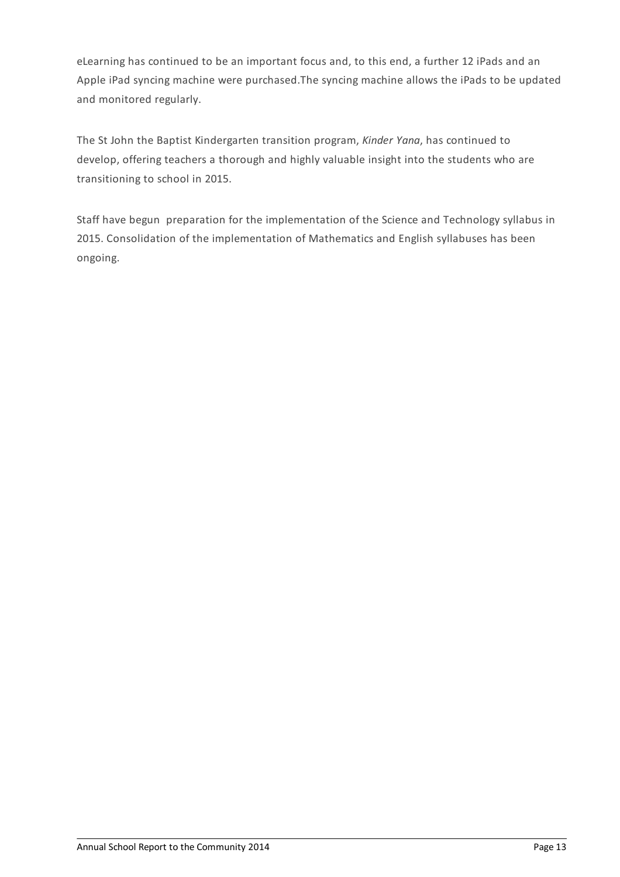eLearning has continued to be an important focus and, to this end, a further 12 iPads and an Apple iPad syncing machine were purchased.The syncing machine allows the iPads to be updated and monitored regularly.

The St John the Baptist Kindergarten transition program, *Kinder Yana*, has continued to develop, offering teachers a thorough and highly valuable insight into the students who are transitioning to school in 2015.

Staff have begun preparation for the implementation of the Science and Technology syllabus in 2015. Consolidation of the implementation of Mathematics and English syllabuses has been ongoing.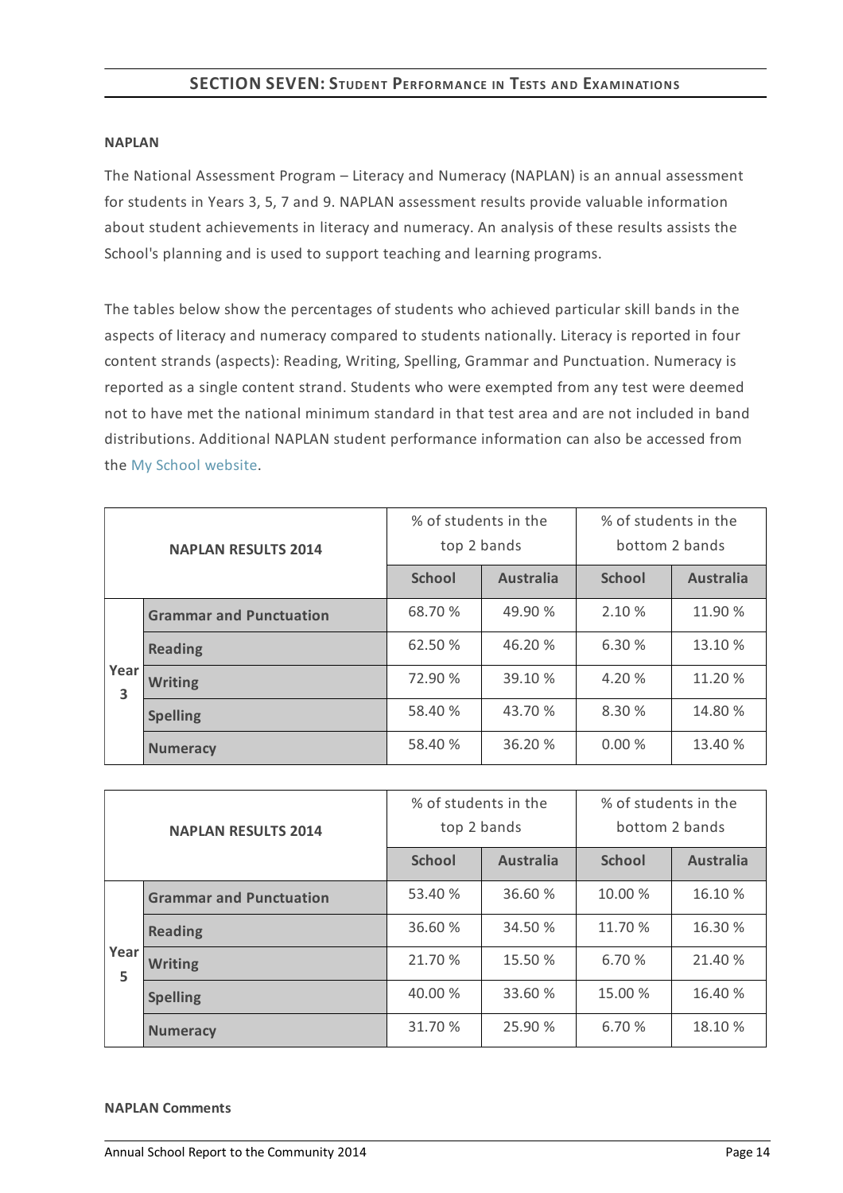## SECTION SEVEN: Student Performance in Tests and Examinations

**NAPLAN**

The National Assessment Program – Literacy and Numeracy (NAPLAN) is an annual assessment for students in Years 3, 5, 7 and 9. NAPLAN assessment results provide valuable information about student achievements in literacy and numeracy. An analysis of these results assists the School's planning and is used to support teaching and learning programs.

The tables below show the percentages of students who achieved particular skill bands in the aspects of literacy and numeracy compared to students nationally. Literacy is reported in four content strands (aspects): Reading, Writing, Spelling, Grammar and Punctuation. Numeracy is reported as a single content strand. Students who were exempted from any test were deemed not to have met the national minimum standard in that test area and are not included in band distributions. Additional NAPLAN student performance information can also be accessed from the My School website.

| NAPLAN RESULTS 2014 | | % of students in the top 2 bands | | % of students in the bottom 2 bands | |
|---|---|---|---|---|---|
| | | **School** | **Australia** | **School** | **Australia** |
| Year 3 | **Grammar and Punctuation** | 68.70 % | 49.90 % | 2.10 % | 11.90 % |
| | **Reading** | 62.50 % | 46.20 % | 6.30 % | 13.10 % |
| | **Writing** | 72.90 % | 39.10 % | 4.20 % | 11.20 % |
| | **Spelling** | 58.40 % | 43.70 % | 8.30 % | 14.80 % |
| | **Numeracy** | 58.40 % | 36.20 % | 0.00 % | 13.40 % |

| NAPLAN RESULTS 2014 | | % of students in the top 2 bands | | % of students in the bottom 2 bands | |
|---|---|---|---|---|---|
| | | **School** | **Australia** | **School** | **Australia** |
| Year 5 | **Grammar and Punctuation** | 53.40 % | 36.60 % | 10.00 % | 16.10 % |
| | **Reading** | 36.60 % | 34.50 % | 11.70 % | 16.30 % |
| | **Writing** | 21.70 % | 15.50 % | 6.70 % | 21.40 % |
| | **Spelling** | 40.00 % | 33.60 % | 15.00 % | 16.40 % |
| | **Numeracy** | 31.70 % | 25.90 % | 6.70 % | 18.10 % |

**NAPLAN Comments**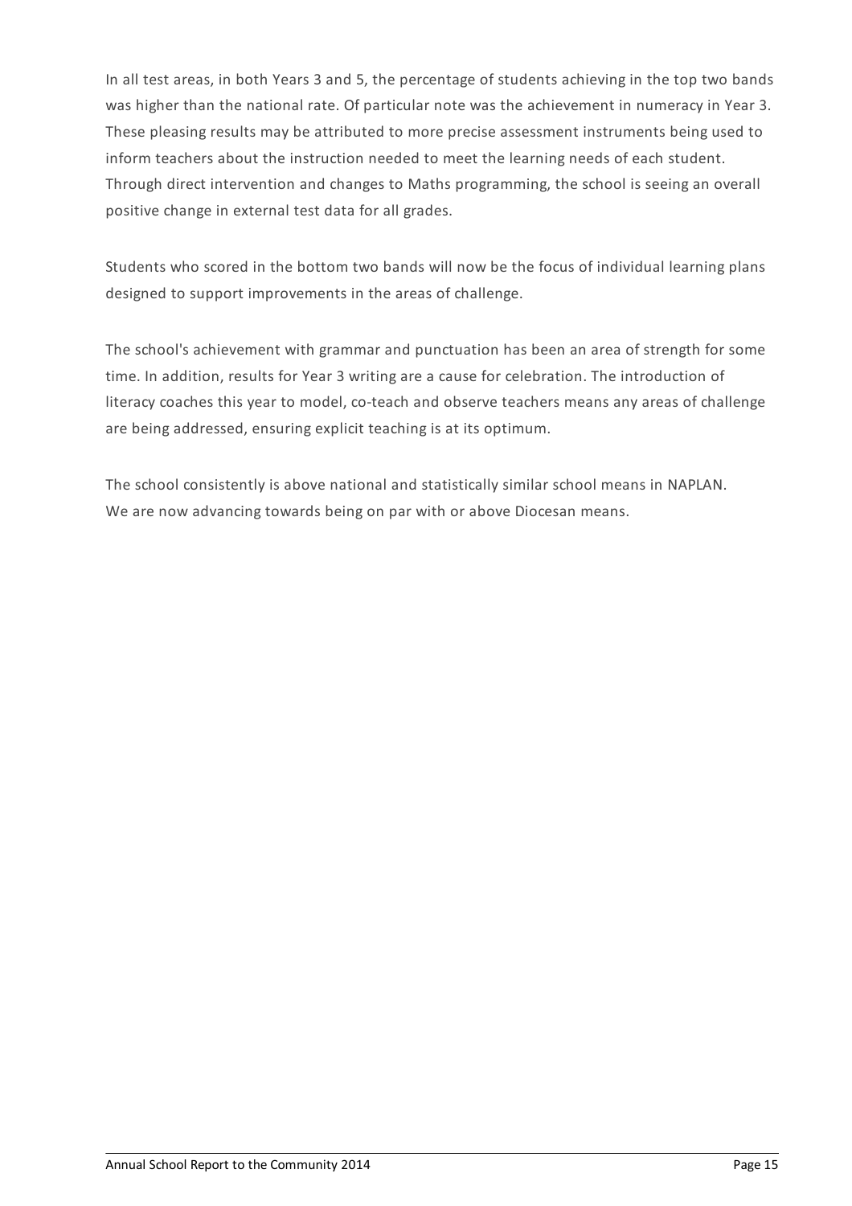In all test areas, in both Years 3 and 5, the percentage of students achieving in the top two bands was higher than the national rate. Of particular note was the achievement in numeracy in Year 3. These pleasing results may be attributed to more precise assessment instruments being used to inform teachers about the instruction needed to meet the learning needs of each student. Through direct intervention and changes to Maths programming, the school is seeing an overall positive change in external test data for all grades.

Students who scored in the bottom two bands will now be the focus of individual learning plans designed to support improvements in the areas of challenge.

The school's achievement with grammar and punctuation has been an area of strength for some time. In addition, results for Year 3 writing are a cause for celebration. The introduction of literacy coaches this year to model, co-teach and observe teachers means any areas of challenge are being addressed, ensuring explicit teaching is at its optimum.

The school consistently is above national and statistically similar school means in NAPLAN. We are now advancing towards being on par with or above Diocesan means.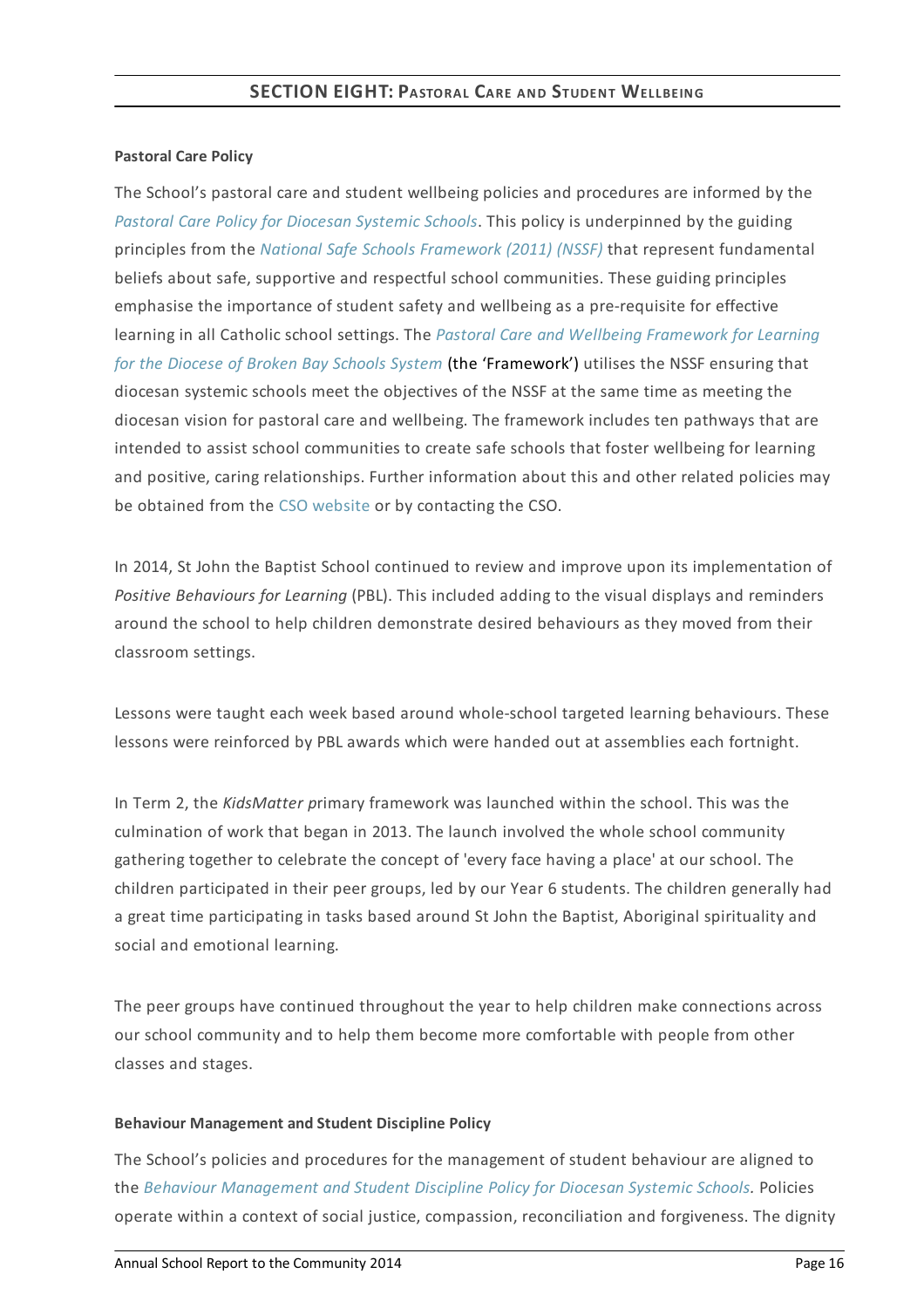## SECTION EIGHT: PASTORAL CARE AND STUDENT WELLBEING

**Pastoral Care Policy**

The School's pastoral care and student wellbeing policies and procedures are informed by the *Pastoral Care Policy for Diocesan Systemic Schools*. This policy is underpinned by the guiding principles from the *National Safe Schools Framework (2011) (NSSF)* that represent fundamental beliefs about safe, supportive and respectful school communities. These guiding principles emphasise the importance of student safety and wellbeing as a pre-requisite for effective learning in all Catholic school settings. The *Pastoral Care and Wellbeing Framework for Learning for the Diocese of Broken Bay Schools System* (the 'Framework') utilises the NSSF ensuring that diocesan systemic schools meet the objectives of the NSSF at the same time as meeting the diocesan vision for pastoral care and wellbeing. The framework includes ten pathways that are intended to assist school communities to create safe schools that foster wellbeing for learning and positive, caring relationships. Further information about this and other related policies may be obtained from the CSO website or by contacting the CSO.

In 2014, St John the Baptist School continued to review and improve upon its implementation of *Positive Behaviours for Learning* (PBL). This included adding to the visual displays and reminders around the school to help children demonstrate desired behaviours as they moved from their classroom settings.

Lessons were taught each week based around whole-school targeted learning behaviours. These lessons were reinforced by PBL awards which were handed out at assemblies each fortnight.

In Term 2, the *KidsMatter p*rimary framework was launched within the school. This was the culmination of work that began in 2013. The launch involved the whole school community gathering together to celebrate the concept of 'every face having a place' at our school. The children participated in their peer groups, led by our Year 6 students. The children generally had a great time participating in tasks based around St John the Baptist, Aboriginal spirituality and social and emotional learning.

The peer groups have continued throughout the year to help children make connections across our school community and to help them become more comfortable with people from other classes and stages.

**Behaviour Management and Student Discipline Policy**

The School's policies and procedures for the management of student behaviour are aligned to the *Behaviour Management and Student Discipline Policy for Diocesan Systemic Schools.* Policies operate within a context of social justice, compassion, reconciliation and forgiveness. The dignity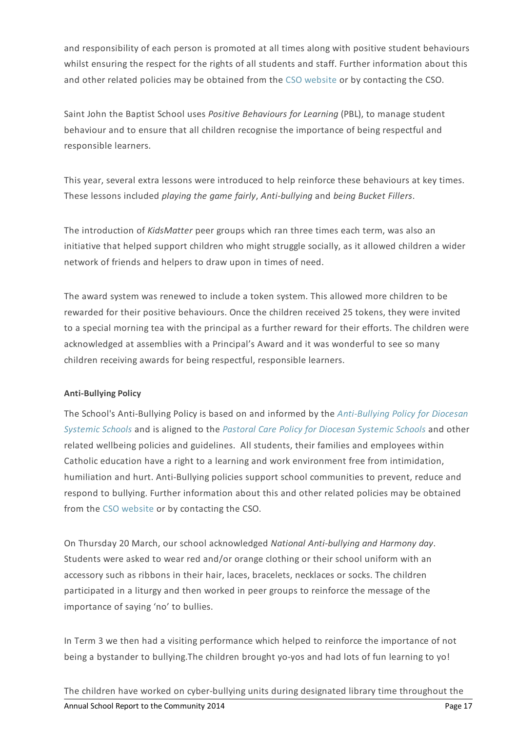and responsibility of each person is promoted at all times along with positive student behaviours whilst ensuring the respect for the rights of all students and staff. Further information about this and other related policies may be obtained from the CSO website or by contacting the CSO.

Saint John the Baptist School uses *Positive Behaviours for Learning* (PBL), to manage student behaviour and to ensure that all children recognise the importance of being respectful and responsible learners.

This year, several extra lessons were introduced to help reinforce these behaviours at key times. These lessons included *playing the game fairly*, *Anti-bullying* and *being Bucket Fillers*.

The introduction of *KidsMatter* peer groups which ran three times each term, was also an initiative that helped support children who might struggle socially, as it allowed children a wider network of friends and helpers to draw upon in times of need.

The award system was renewed to include a token system. This allowed more children to be rewarded for their positive behaviours. Once the children received 25 tokens, they were invited to a special morning tea with the principal as a further reward for their efforts. The children were acknowledged at assemblies with a Principal's Award and it was wonderful to see so many children receiving awards for being respectful, responsible learners.

**Anti-Bullying Policy**

The School's Anti-Bullying Policy is based on and informed by the *Anti-Bullying Policy for Diocesan Systemic Schools* and is aligned to the *Pastoral Care Policy for Diocesan Systemic Schools* and other related wellbeing policies and guidelines. All students, their families and employees within Catholic education have a right to a learning and work environment free from intimidation, humiliation and hurt. Anti-Bullying policies support school communities to prevent, reduce and respond to bullying. Further information about this and other related policies may be obtained from the CSO website or by contacting the CSO.

On Thursday 20 March, our school acknowledged *National Anti-bullying and Harmony day*. Students were asked to wear red and/or orange clothing or their school uniform with an accessory such as ribbons in their hair, laces, bracelets, necklaces or socks. The children participated in a liturgy and then worked in peer groups to reinforce the message of the importance of saying 'no' to bullies.

In Term 3 we then had a visiting performance which helped to reinforce the importance of not being a bystander to bullying.The children brought yo-yos and had lots of fun learning to yo!

The children have worked on cyber-bullying units during designated library time throughout the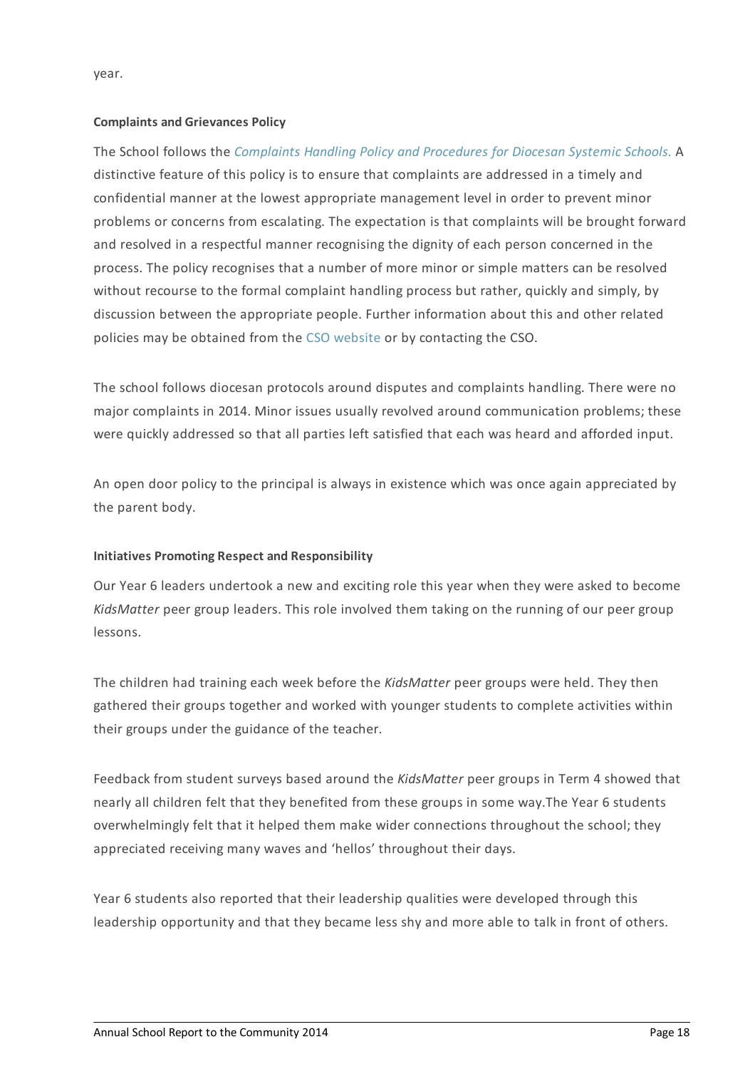year.

**Complaints and Grievances Policy**

The School follows the *Complaints Handling Policy and Procedures for Diocesan Systemic Schools.* A distinctive feature of this policy is to ensure that complaints are addressed in a timely and confidential manner at the lowest appropriate management level in order to prevent minor problems or concerns from escalating. The expectation is that complaints will be brought forward and resolved in a respectful manner recognising the dignity of each person concerned in the process. The policy recognises that a number of more minor or simple matters can be resolved without recourse to the formal complaint handling process but rather, quickly and simply, by discussion between the appropriate people. Further information about this and other related policies may be obtained from the CSO website or by contacting the CSO.

The school follows diocesan protocols around disputes and complaints handling. There were no major complaints in 2014. Minor issues usually revolved around communication problems; these were quickly addressed so that all parties left satisfied that each was heard and afforded input.

An open door policy to the principal is always in existence which was once again appreciated by the parent body.

**Initiatives Promoting Respect and Responsibility**

Our Year 6 leaders undertook a new and exciting role this year when they were asked to become *KidsMatter* peer group leaders. This role involved them taking on the running of our peer group lessons.

The children had training each week before the *KidsMatter* peer groups were held. They then gathered their groups together and worked with younger students to complete activities within their groups under the guidance of the teacher.

Feedback from student surveys based around the *KidsMatter* peer groups in Term 4 showed that nearly all children felt that they benefited from these groups in some way.The Year 6 students overwhelmingly felt that it helped them make wider connections throughout the school; they appreciated receiving many waves and 'hellos' throughout their days.

Year 6 students also reported that their leadership qualities were developed through this leadership opportunity and that they became less shy and more able to talk in front of others.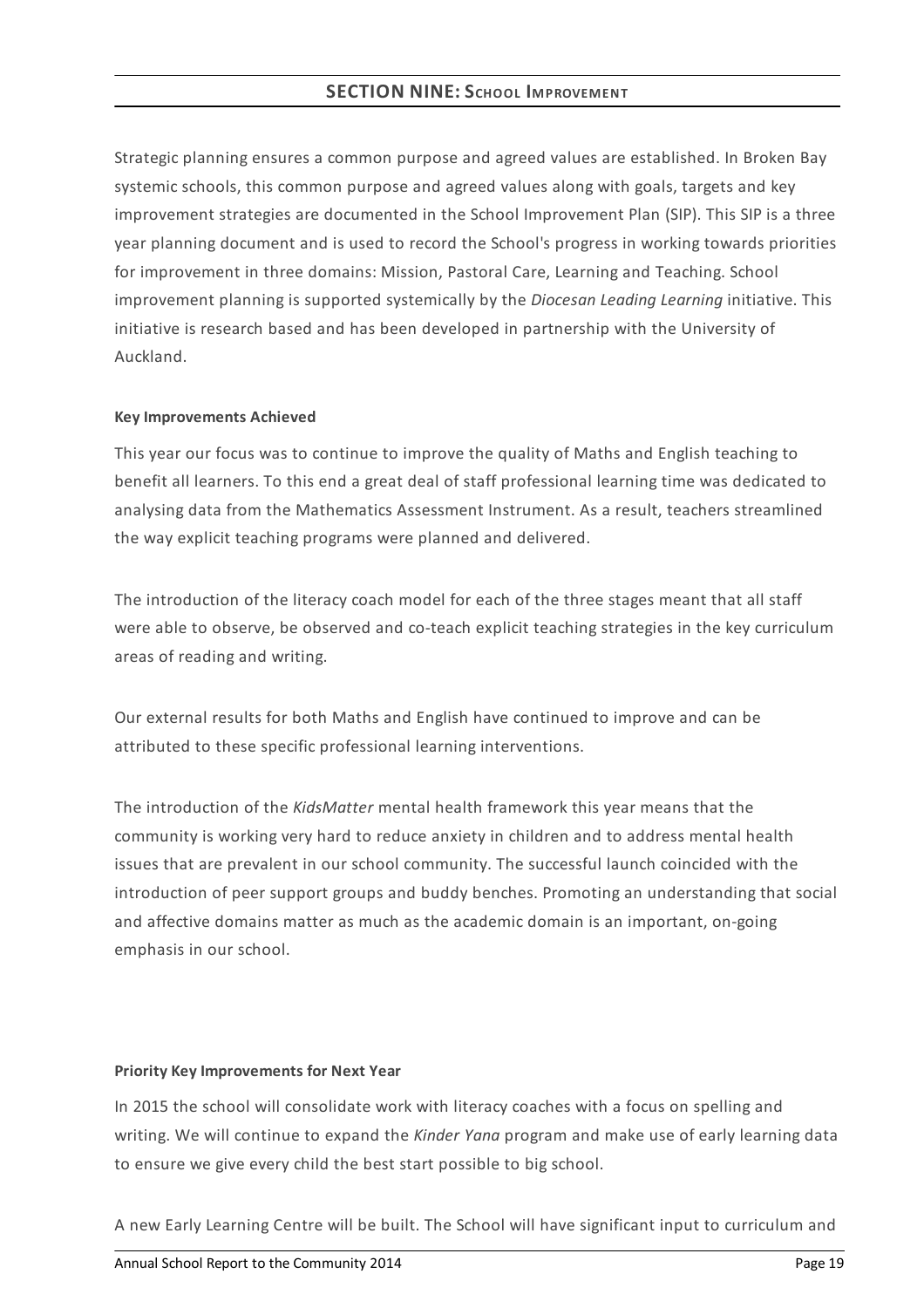## SECTION NINE: School Improvement

Strategic planning ensures a common purpose and agreed values are established. In Broken Bay systemic schools, this common purpose and agreed values along with goals, targets and key improvement strategies are documented in the School Improvement Plan (SIP). This SIP is a three year planning document and is used to record the School's progress in working towards priorities for improvement in three domains: Mission, Pastoral Care, Learning and Teaching. School improvement planning is supported systemically by the *Diocesan Leading Learning* initiative. This initiative is research based and has been developed in partnership with the University of Auckland.

**Key Improvements Achieved**

This year our focus was to continue to improve the quality of Maths and English teaching to benefit all learners. To this end a great deal of staff professional learning time was dedicated to analysing data from the Mathematics Assessment Instrument. As a result, teachers streamlined the way explicit teaching programs were planned and delivered.

The introduction of the literacy coach model for each of the three stages meant that all staff were able to observe, be observed and co-teach explicit teaching strategies in the key curriculum areas of reading and writing.

Our external results for both Maths and English have continued to improve and can be attributed to these specific professional learning interventions.

The introduction of the *KidsMatter* mental health framework this year means that the community is working very hard to reduce anxiety in children and to address mental health issues that are prevalent in our school community. The successful launch coincided with the introduction of peer support groups and buddy benches. Promoting an understanding that social and affective domains matter as much as the academic domain is an important, on-going emphasis in our school.

**Priority Key Improvements for Next Year**

In 2015 the school will consolidate work with literacy coaches with a focus on spelling and writing. We will continue to expand the *Kinder Yana* program and make use of early learning data to ensure we give every child the best start possible to big school.

A new Early Learning Centre will be built. The School will have significant input to curriculum and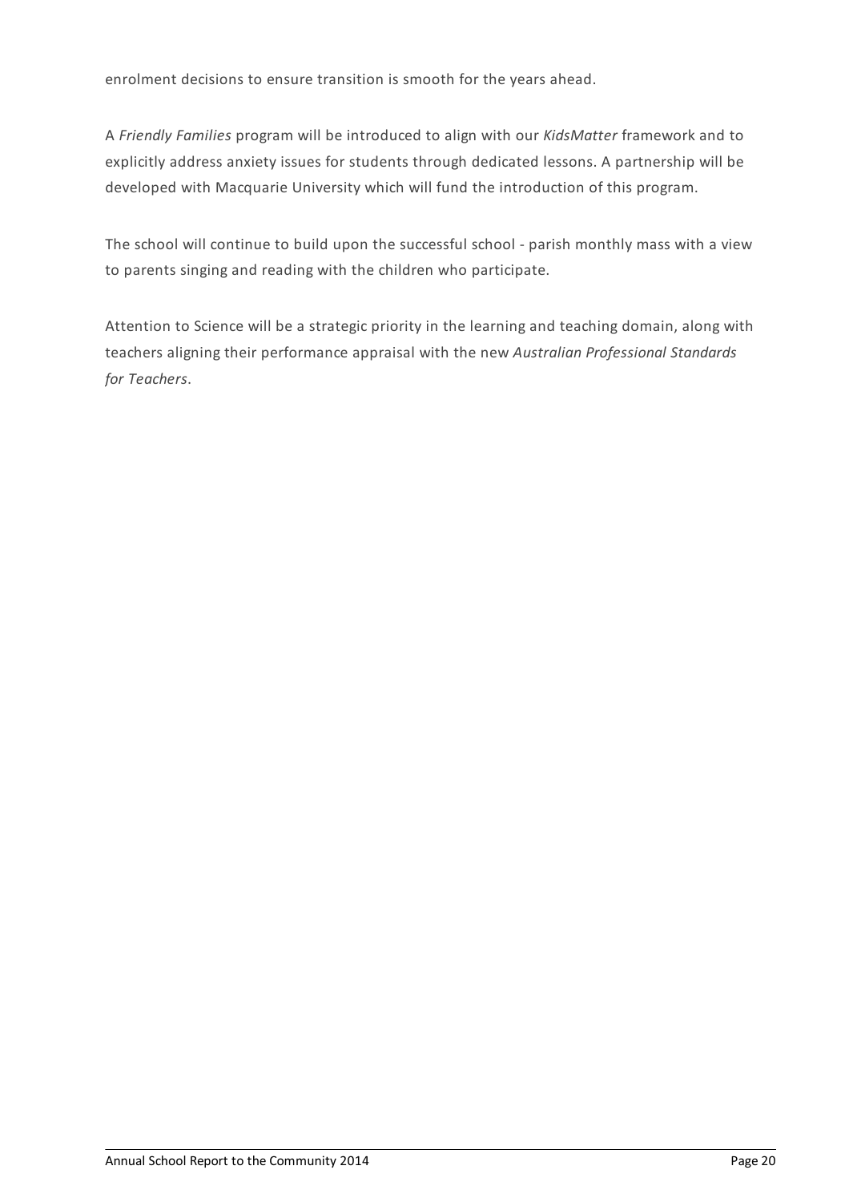enrolment decisions to ensure transition is smooth for the years ahead.

A *Friendly Families* program will be introduced to align with our *KidsMatter* framework and to explicitly address anxiety issues for students through dedicated lessons. A partnership will be developed with Macquarie University which will fund the introduction of this program.

The school will continue to build upon the successful school - parish monthly mass with a view to parents singing and reading with the children who participate.

Attention to Science will be a strategic priority in the learning and teaching domain, along with teachers aligning their performance appraisal with the new *Australian Professional Standards for Teachers*.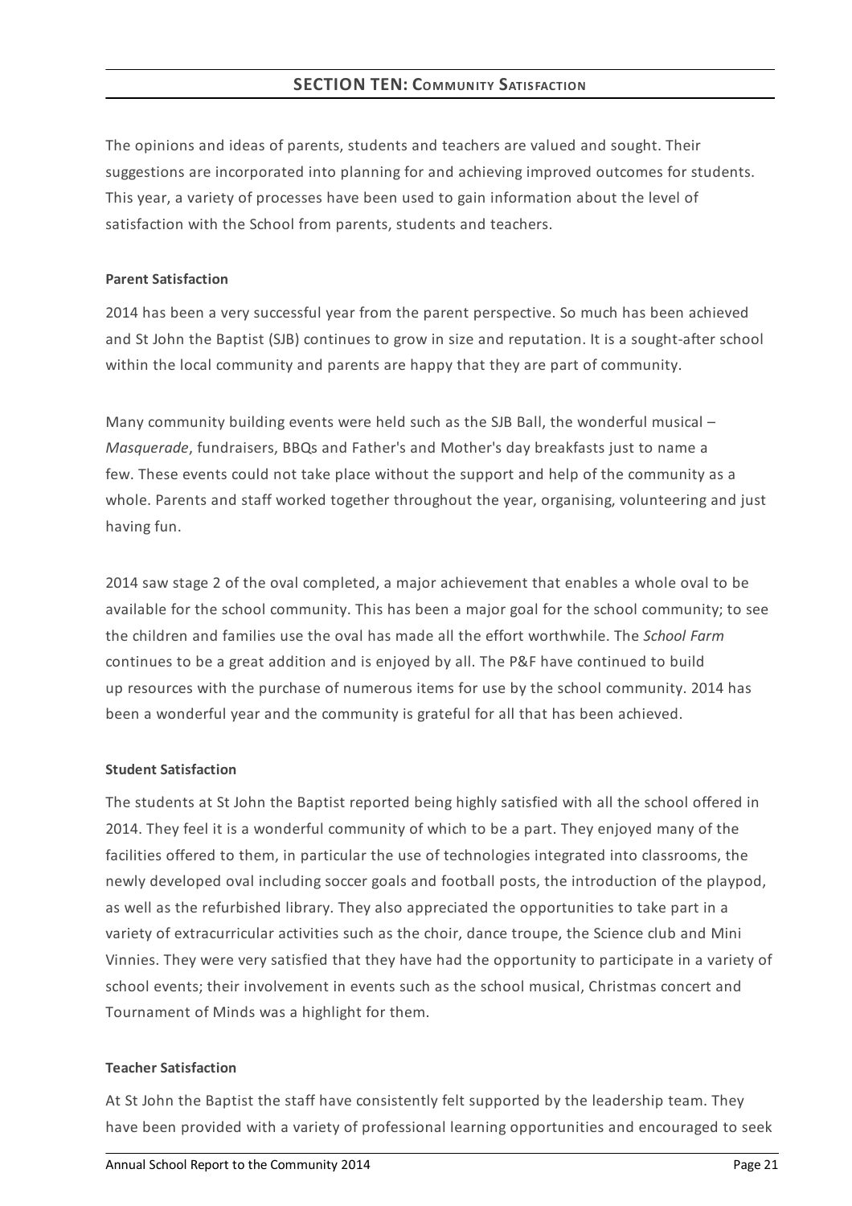## SECTION TEN: COMMUNITY SATISFACTION

The opinions and ideas of parents, students and teachers are valued and sought. Their suggestions are incorporated into planning for and achieving improved outcomes for students. This year, a variety of processes have been used to gain information about the level of satisfaction with the School from parents, students and teachers.

**Parent Satisfaction**

2014 has been a very successful year from the parent perspective. So much has been achieved and St John the Baptist (SJB) continues to grow in size and reputation. It is a sought-after school within the local community and parents are happy that they are part of community.

Many community building events were held such as the SJB Ball, the wonderful musical – *Masquerade*, fundraisers, BBQs and Father's and Mother's day breakfasts just to name a few. These events could not take place without the support and help of the community as a whole. Parents and staff worked together throughout the year, organising, volunteering and just having fun.

2014 saw stage 2 of the oval completed, a major achievement that enables a whole oval to be available for the school community. This has been a major goal for the school community; to see the children and families use the oval has made all the effort worthwhile. The *School Farm* continues to be a great addition and is enjoyed by all. The P&F have continued to build up resources with the purchase of numerous items for use by the school community. 2014 has been a wonderful year and the community is grateful for all that has been achieved.

**Student Satisfaction**

The students at St John the Baptist reported being highly satisfied with all the school offered in 2014. They feel it is a wonderful community of which to be a part. They enjoyed many of the facilities offered to them, in particular the use of technologies integrated into classrooms, the newly developed oval including soccer goals and football posts, the introduction of the playpod, as well as the refurbished library. They also appreciated the opportunities to take part in a variety of extracurricular activities such as the choir, dance troupe, the Science club and Mini Vinnies. They were very satisfied that they have had the opportunity to participate in a variety of school events; their involvement in events such as the school musical, Christmas concert and Tournament of Minds was a highlight for them.

**Teacher Satisfaction**

At St John the Baptist the staff have consistently felt supported by the leadership team. They have been provided with a variety of professional learning opportunities and encouraged to seek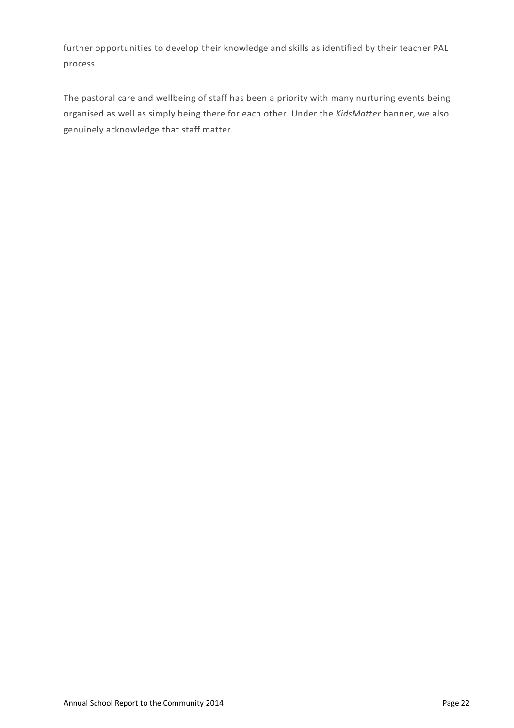further opportunities to develop their knowledge and skills as identified by their teacher PAL process.

The pastoral care and wellbeing of staff has been a priority with many nurturing events being organised as well as simply being there for each other. Under the *KidsMatter* banner, we also genuinely acknowledge that staff matter.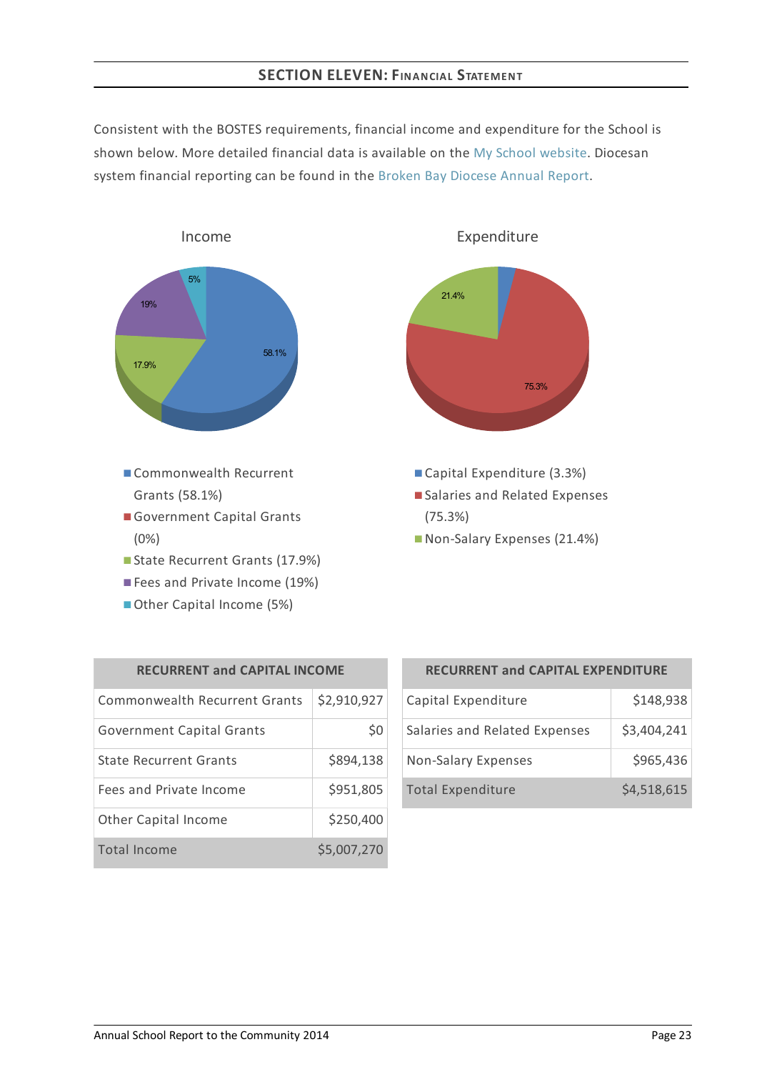## SECTION ELEVEN: FINANCIAL STATEMENT

Consistent with the BOSTES requirements, financial income and expenditure for the School is shown below. More detailed financial data is available on the My School website. Diocesan system financial reporting can be found in the Broken Bay Diocese Annual Report.

Income

5%

19%

58.1%

17.9%

- Commonwealth Recurrent Grants (58.1%)
- Government Capital Grants (0%)
- State Recurrent Grants (17.9%)
- Fees and Private Income (19%)
- Other Capital Income (5%)

Expenditure

21.4%

75.3%

- Capital Expenditure (3.3%)
- Salaries and Related Expenses (75.3%)
- Non-Salary Expenses (21.4%)

| RECURRENT and CAPITAL INCOME | |
|---|---|
| Commonwealth Recurrent Grants | $2,910,927 |
| Government Capital Grants | $0 |
| State Recurrent Grants | $894,138 |
| Fees and Private Income | $951,805 |
| Other Capital Income | $250,400 |
| Total Income | $5,007,270 |

| RECURRENT and CAPITAL EXPENDITURE | |
|---|---|
| Capital Expenditure | $148,938 |
| Salaries and Related Expenses | $3,404,241 |
| Non-Salary Expenses | $965,436 |
| Total Expenditure | $4,518,615 |